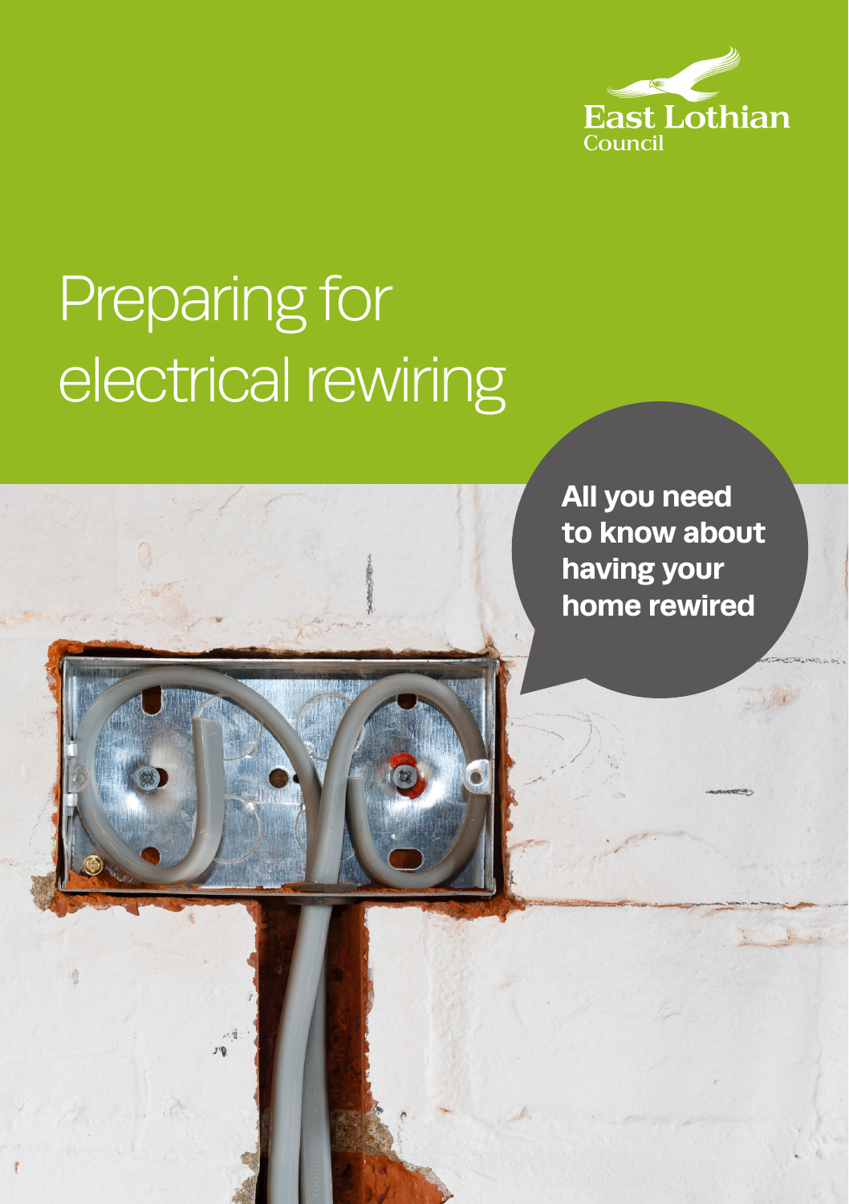East Lothian Council

# Preparing for electrical rewiring

**All you need to know about having your home rewired**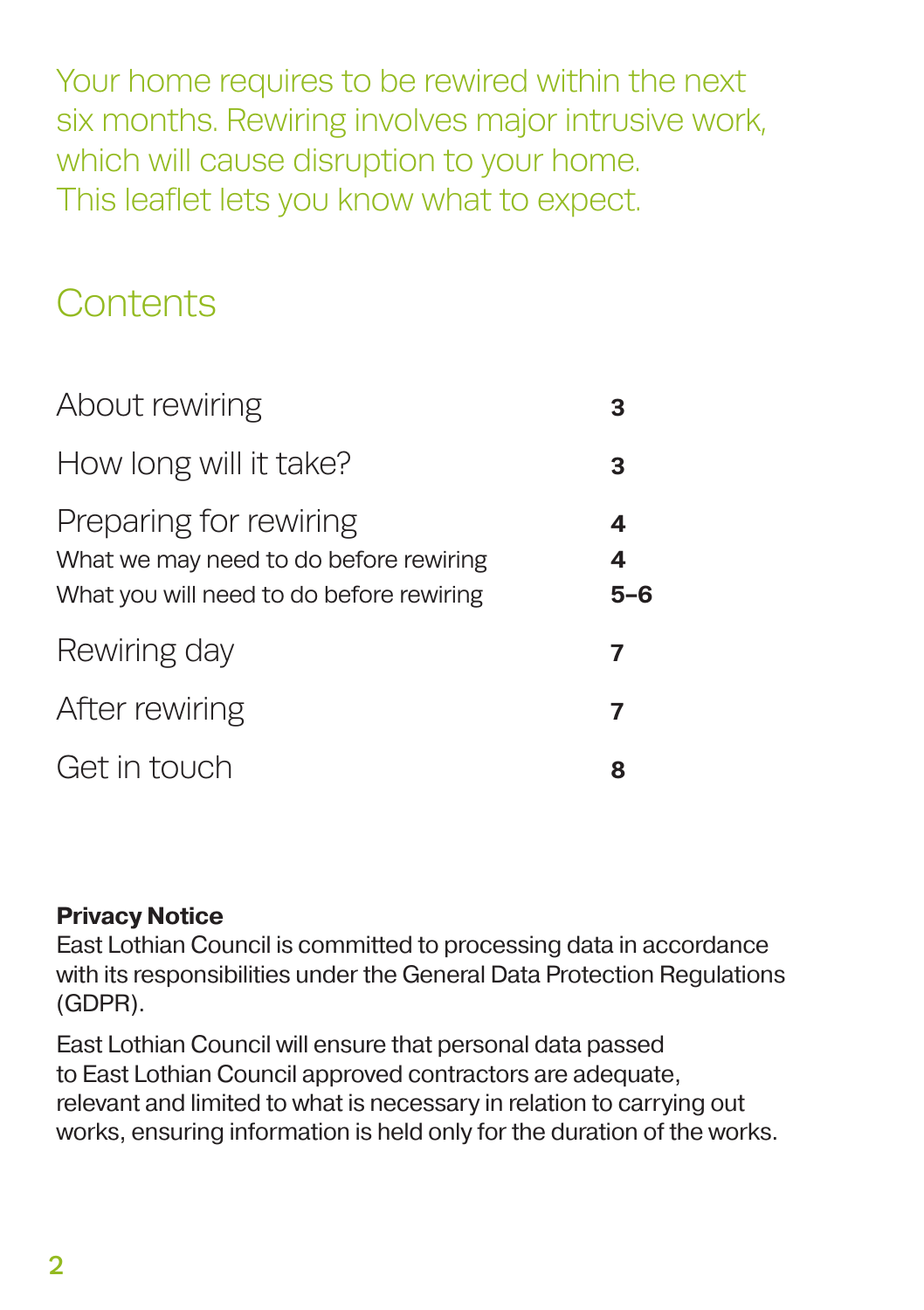Your home requires to be rewired within the next six months. Rewiring involves major intrusive work, which will cause disruption to your home. This leaflet lets you know what to expect.

## Contents

| | |
|---|---|
| About rewiring | **3** |
| How long will it take? | **3** |
| Preparing for rewiring | **4** |
| What we may need to do before rewiring | **4** |
| What you will need to do before rewiring | **5–6** |
| Rewiring day | **7** |
| After rewiring | **7** |
| Get in touch | **8** |

**Privacy Notice**
East Lothian Council is committed to processing data in accordance with its responsibilities under the General Data Protection Regulations (GDPR).

East Lothian Council will ensure that personal data passed to East Lothian Council approved contractors are adequate, relevant and limited to what is necessary in relation to carrying out works, ensuring information is held only for the duration of the works.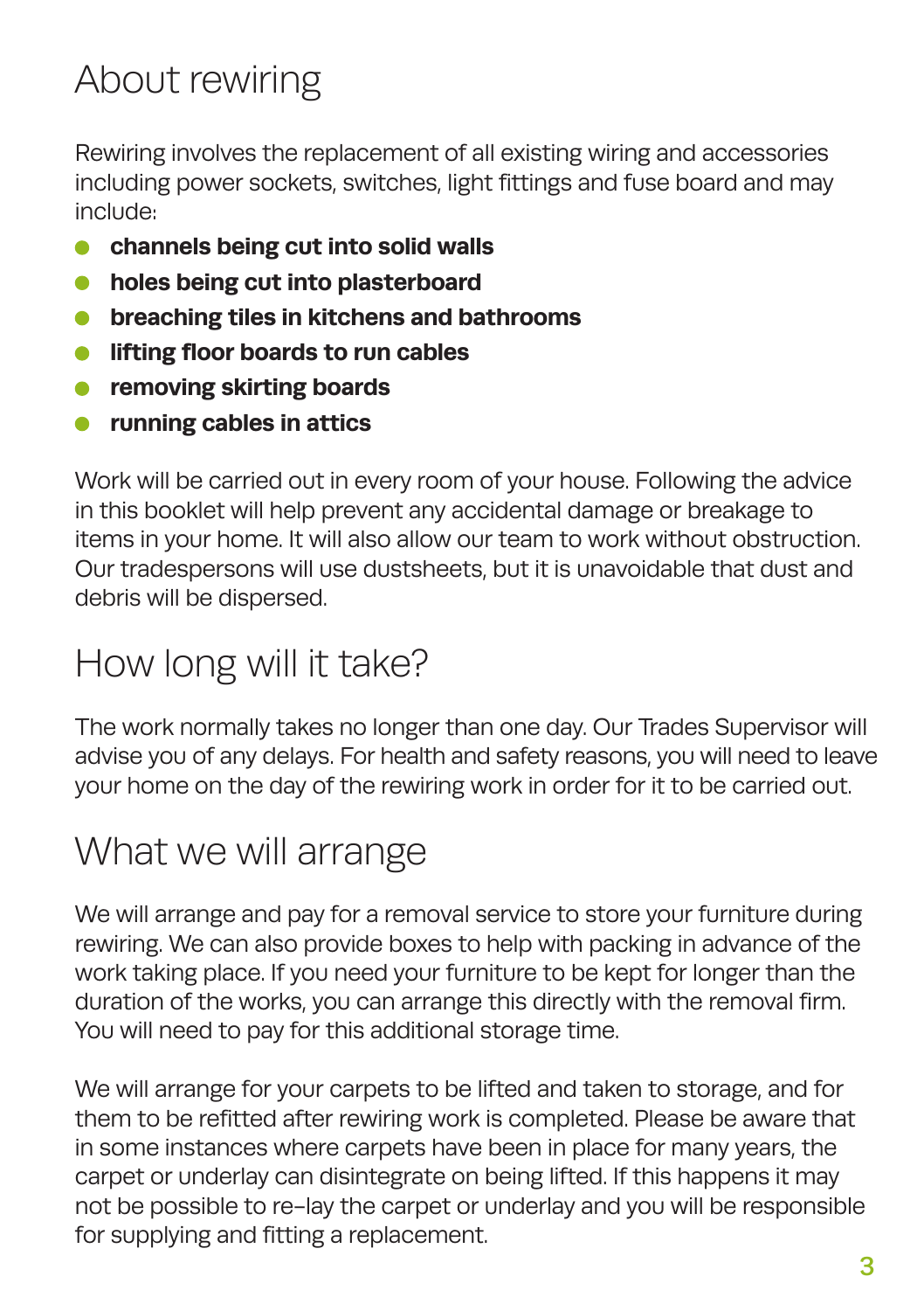## About rewiring

Rewiring involves the replacement of all existing wiring and accessories including power sockets, switches, light fittings and fuse board and may include:

- **channels being cut into solid walls**
- **holes being cut into plasterboard**
- **breaching tiles in kitchens and bathrooms**
- **lifting floor boards to run cables**
- **removing skirting boards**
- **running cables in attics**

Work will be carried out in every room of your house. Following the advice in this booklet will help prevent any accidental damage or breakage to items in your home. It will also allow our team to work without obstruction. Our tradespersons will use dustsheets, but it is unavoidable that dust and debris will be dispersed.

## How long will it take?

The work normally takes no longer than one day. Our Trades Supervisor will advise you of any delays. For health and safety reasons, you will need to leave your home on the day of the rewiring work in order for it to be carried out.

## What we will arrange

We will arrange and pay for a removal service to store your furniture during rewiring. We can also provide boxes to help with packing in advance of the work taking place. If you need your furniture to be kept for longer than the duration of the works, you can arrange this directly with the removal firm. You will need to pay for this additional storage time.

We will arrange for your carpets to be lifted and taken to storage, and for them to be refitted after rewiring work is completed. Please be aware that in some instances where carpets have been in place for many years, the carpet or underlay can disintegrate on being lifted. If this happens it may not be possible to re-lay the carpet or underlay and you will be responsible for supplying and fitting a replacement.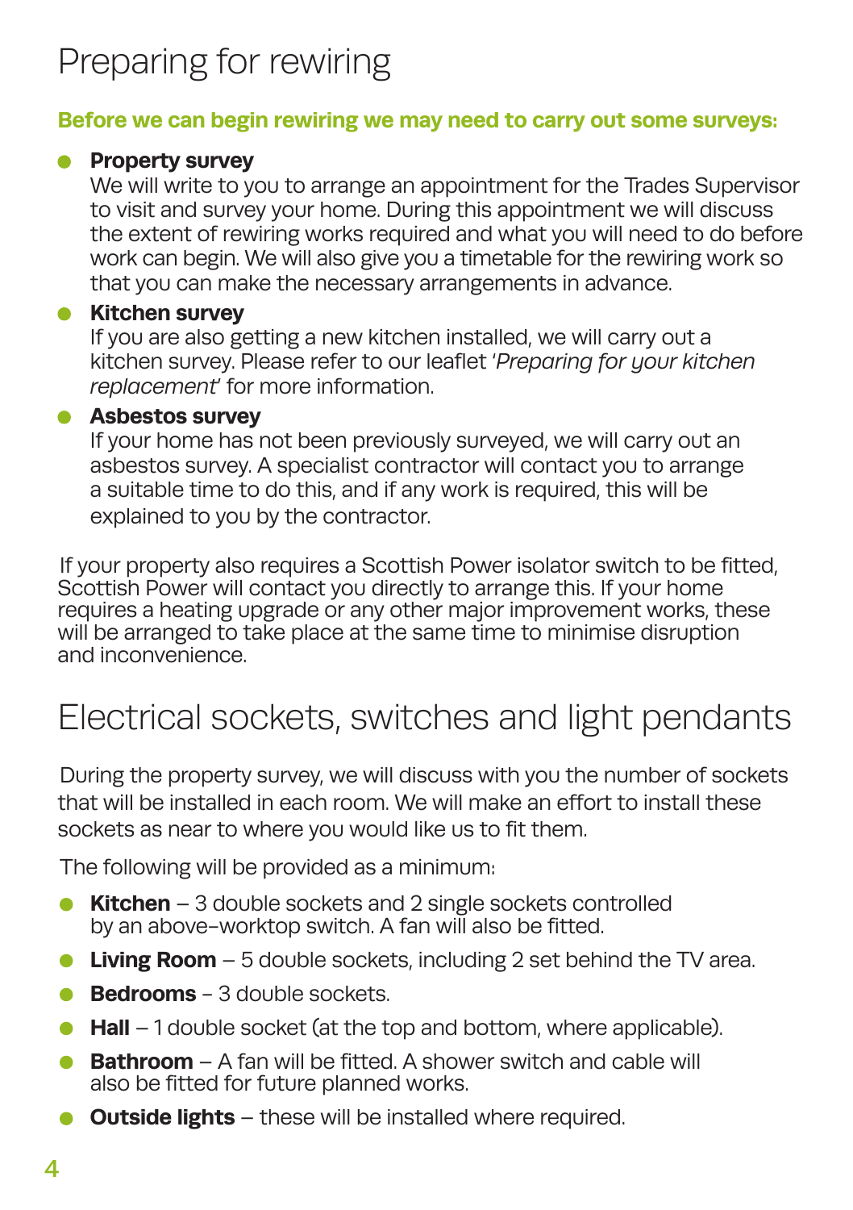# Preparing for rewiring

**Before we can begin rewiring we may need to carry out some surveys:**

- **Property survey**
  We will write to you to arrange an appointment for the Trades Supervisor to visit and survey your home. During this appointment we will discuss the extent of rewiring works required and what you will need to do before work can begin. We will also give you a timetable for the rewiring work so that you can make the necessary arrangements in advance.
- **Kitchen survey**
  If you are also getting a new kitchen installed, we will carry out a kitchen survey. Please refer to our leaflet '*Preparing for your kitchen replacement*' for more information.
- **Asbestos survey**
  If your home has not been previously surveyed, we will carry out an asbestos survey. A specialist contractor will contact you to arrange a suitable time to do this, and if any work is required, this will be explained to you by the contractor.

If your property also requires a Scottish Power isolator switch to be fitted, Scottish Power will contact you directly to arrange this. If your home requires a heating upgrade or any other major improvement works, these will be arranged to take place at the same time to minimise disruption and inconvenience.

# Electrical sockets, switches and light pendants

During the property survey, we will discuss with you the number of sockets that will be installed in each room. We will make an effort to install these sockets as near to where you would like us to fit them.

The following will be provided as a minimum:

- **Kitchen** – 3 double sockets and 2 single sockets controlled by an above-worktop switch. A fan will also be fitted.
- **Living Room** – 5 double sockets, including 2 set behind the TV area.
- **Bedrooms** – 3 double sockets.
- **Hall** – 1 double socket (at the top and bottom, where applicable).
- **Bathroom** – A fan will be fitted. A shower switch and cable will also be fitted for future planned works.
- **Outside lights** – these will be installed where required.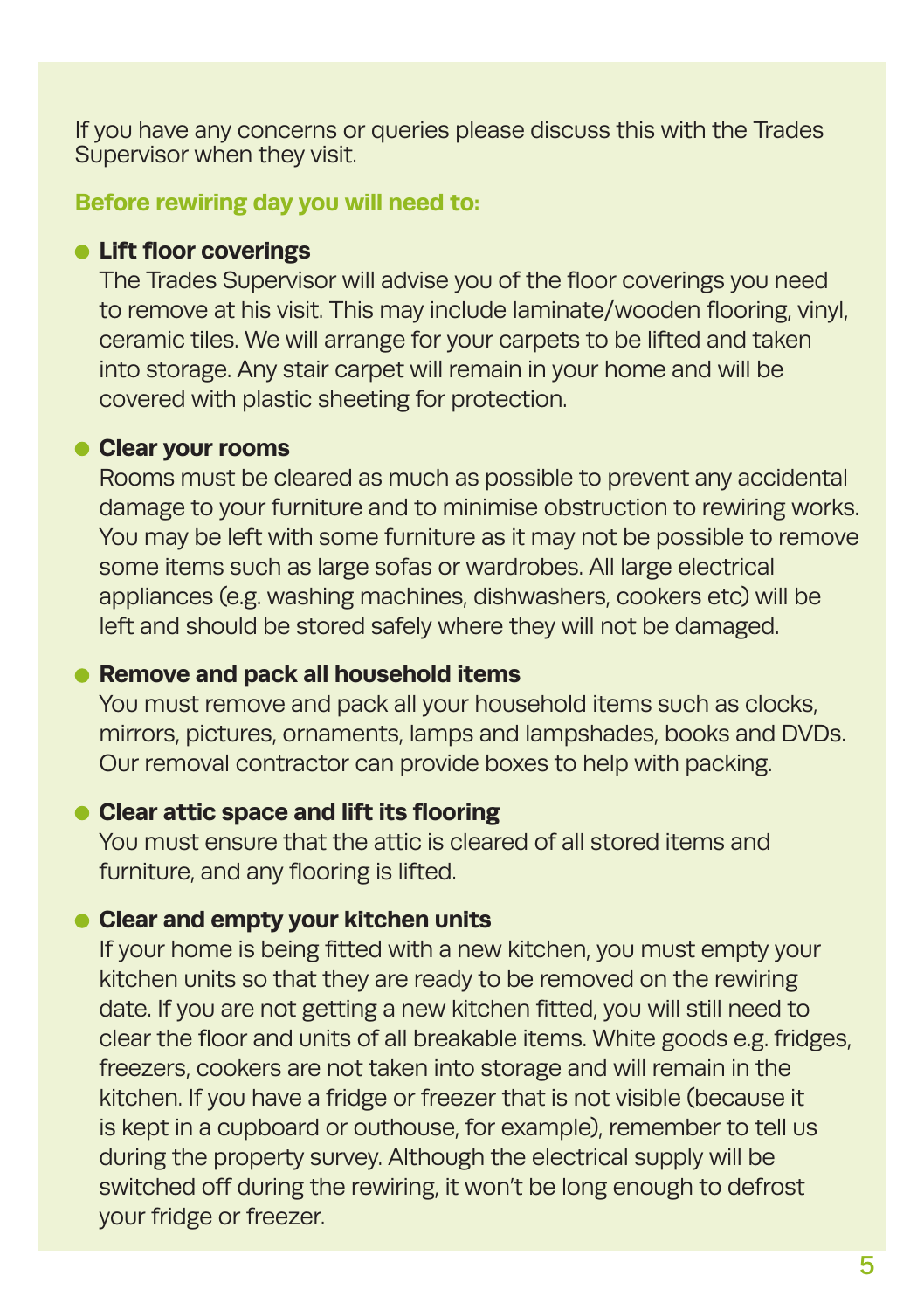If you have any concerns or queries please discuss this with the Trades Supervisor when they visit.

## Before rewiring day you will need to:

- **Lift floor coverings**
  The Trades Supervisor will advise you of the floor coverings you need to remove at his visit. This may include laminate/wooden flooring, vinyl, ceramic tiles. We will arrange for your carpets to be lifted and taken into storage. Any stair carpet will remain in your home and will be covered with plastic sheeting for protection.

- **Clear your rooms**
  Rooms must be cleared as much as possible to prevent any accidental damage to your furniture and to minimise obstruction to rewiring works. You may be left with some furniture as it may not be possible to remove some items such as large sofas or wardrobes. All large electrical appliances (e.g. washing machines, dishwashers, cookers etc) will be left and should be stored safely where they will not be damaged.

- **Remove and pack all household items**
  You must remove and pack all your household items such as clocks, mirrors, pictures, ornaments, lamps and lampshades, books and DVDs. Our removal contractor can provide boxes to help with packing.

- **Clear attic space and lift its flooring**
  You must ensure that the attic is cleared of all stored items and furniture, and any flooring is lifted.

- **Clear and empty your kitchen units**
  If your home is being fitted with a new kitchen, you must empty your kitchen units so that they are ready to be removed on the rewiring date. If you are not getting a new kitchen fitted, you will still need to clear the floor and units of all breakable items. White goods e.g. fridges, freezers, cookers are not taken into storage and will remain in the kitchen. If you have a fridge or freezer that is not visible (because it is kept in a cupboard or outhouse, for example), remember to tell us during the property survey. Although the electrical supply will be switched off during the rewiring, it won't be long enough to defrost your fridge or freezer.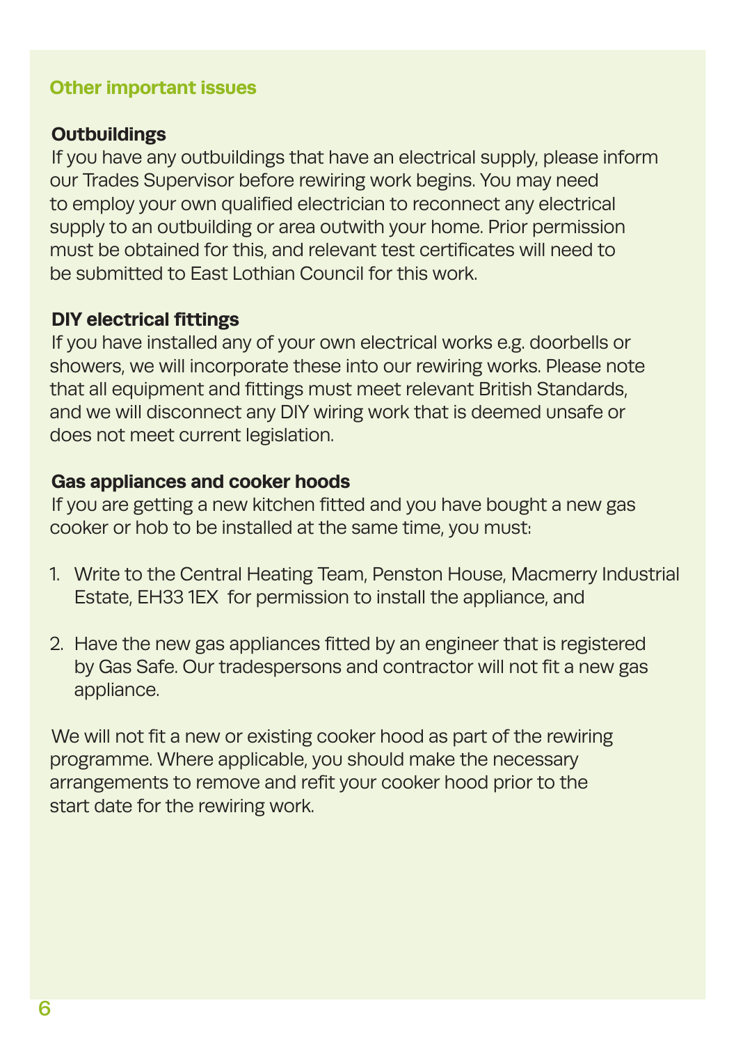## Other important issues

### Outbuildings

If you have any outbuildings that have an electrical supply, please inform our Trades Supervisor before rewiring work begins. You may need to employ your own qualified electrician to reconnect any electrical supply to an outbuilding or area outwith your home. Prior permission must be obtained for this, and relevant test certificates will need to be submitted to East Lothian Council for this work.

### DIY electrical fittings

If you have installed any of your own electrical works e.g. doorbells or showers, we will incorporate these into our rewiring works. Please note that all equipment and fittings must meet relevant British Standards, and we will disconnect any DIY wiring work that is deemed unsafe or does not meet current legislation.

### Gas appliances and cooker hoods

If you are getting a new kitchen fitted and you have bought a new gas cooker or hob to be installed at the same time, you must:

1. Write to the Central Heating Team, Penston House, Macmerry Industrial Estate, EH33 1EX for permission to install the appliance, and
2. Have the new gas appliances fitted by an engineer that is registered by Gas Safe. Our tradespersons and contractor will not fit a new gas appliance.

We will not fit a new or existing cooker hood as part of the rewiring programme. Where applicable, you should make the necessary arrangements to remove and refit your cooker hood prior to the start date for the rewiring work.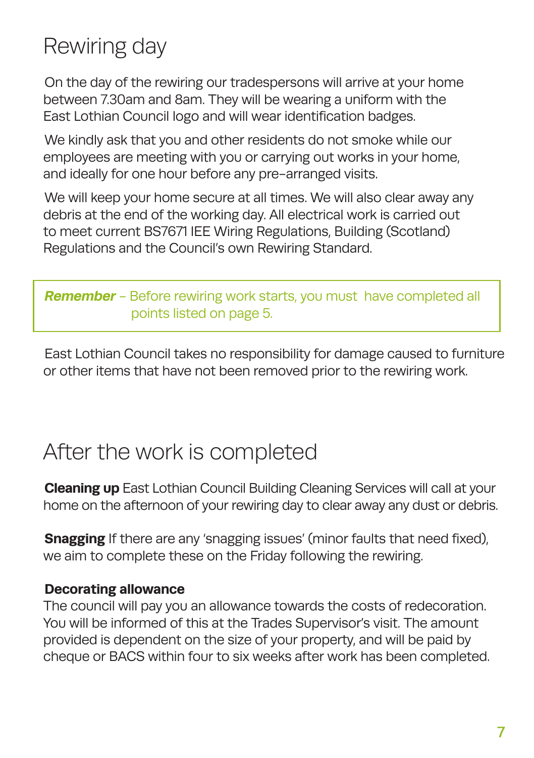# Rewiring day

On the day of the rewiring our tradespersons will arrive at your home between 7.30am and 8am. They will be wearing a uniform with the East Lothian Council logo and will wear identification badges.

We kindly ask that you and other residents do not smoke while our employees are meeting with you or carrying out works in your home, and ideally for one hour before any pre-arranged visits.

We will keep your home secure at all times. We will also clear away any debris at the end of the working day. All electrical work is carried out to meet current BS7671 IEE Wiring Regulations, Building (Scotland) Regulations and the Council's own Rewiring Standard.

> ***Remember*** – Before rewiring work starts, you must have completed all points listed on page 5.

East Lothian Council takes no responsibility for damage caused to furniture or other items that have not been removed prior to the rewiring work.

# After the work is completed

**Cleaning up** East Lothian Council Building Cleaning Services will call at your home on the afternoon of your rewiring day to clear away any dust or debris.

**Snagging** If there are any 'snagging issues' (minor faults that need fixed), we aim to complete these on the Friday following the rewiring.

**Decorating allowance**
The council will pay you an allowance towards the costs of redecoration. You will be informed of this at the Trades Supervisor's visit. The amount provided is dependent on the size of your property, and will be paid by cheque or BACS within four to six weeks after work has been completed.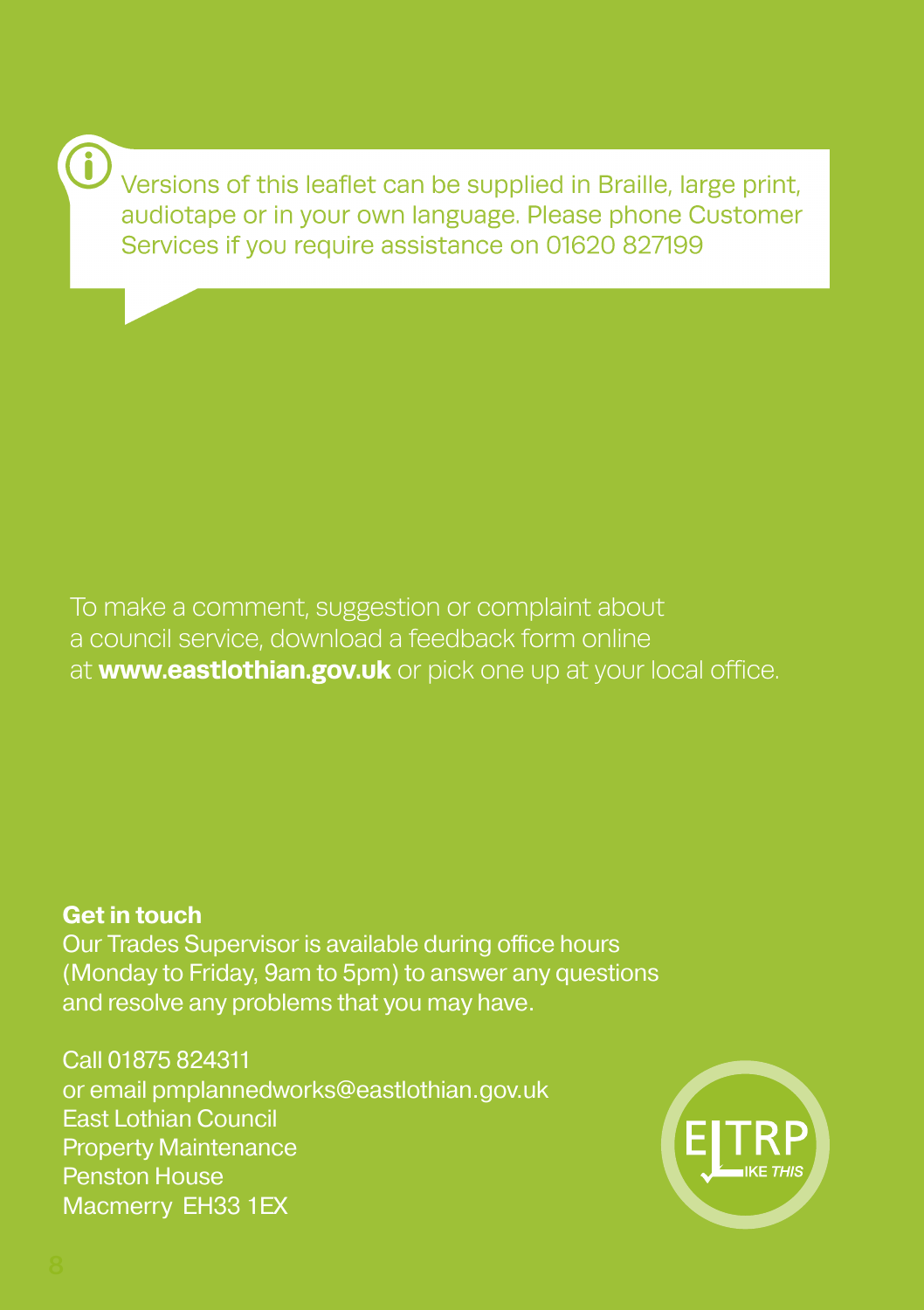Versions of this leaflet can be supplied in Braille, large print, audiotape or in your own language. Please phone Customer Services if you require assistance on 01620 827199

To make a comment, suggestion or complaint about a council service, download a feedback form online at **www.eastlothian.gov.uk** or pick one up at your local office.

**Get in touch**

Our Trades Supervisor is available during office hours (Monday to Friday, 9am to 5pm) to answer any questions and resolve any problems that you may have.

Call 01875 824311
or email pmplannedworks@eastlothian.gov.uk
East Lothian Council
Property Maintenance
Penston House
Macmerry EH33 1EX

ELTRP LIKE THIS